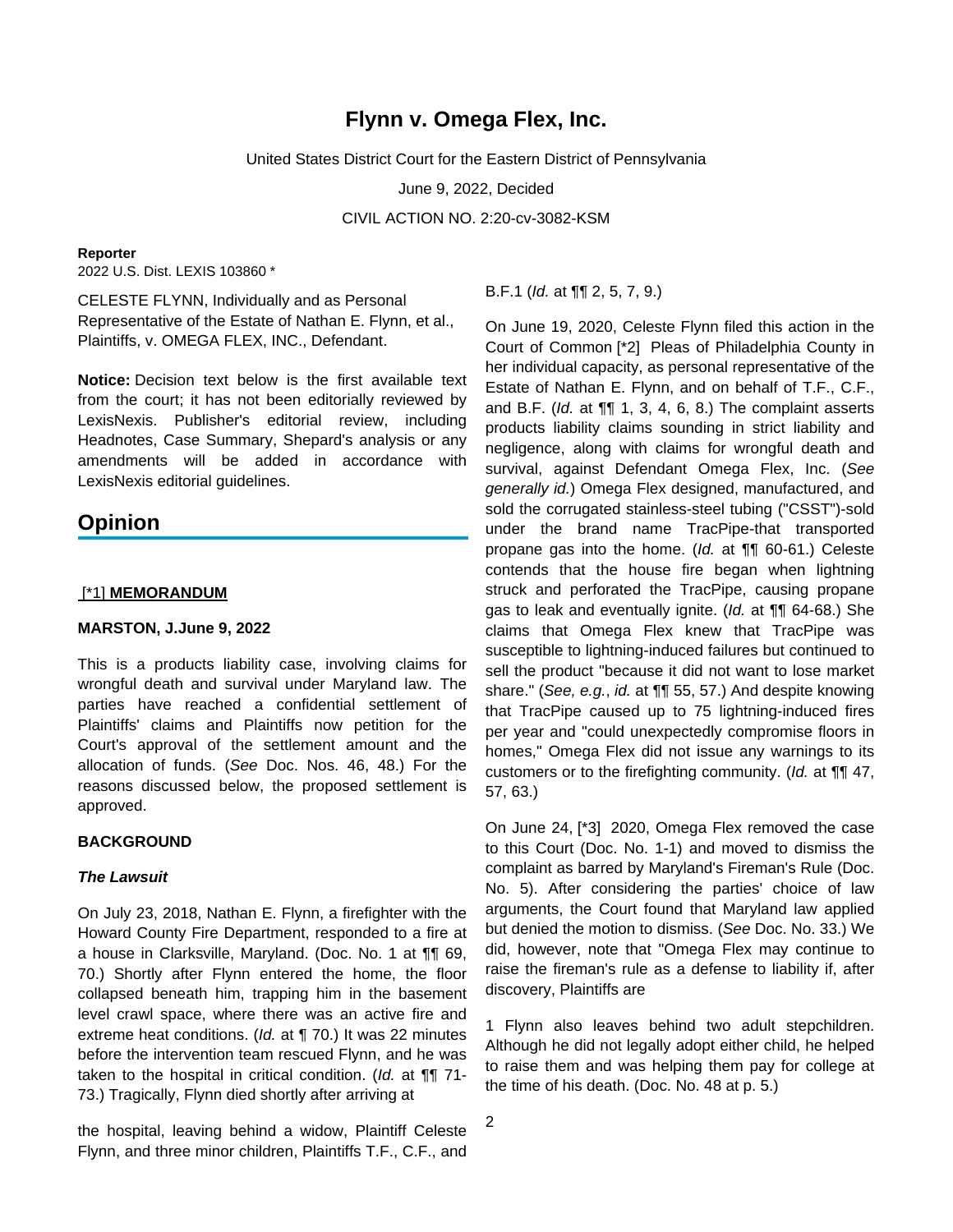# Flynn v. Omega Flex, Inc.

United States District Court for the Eastern District of Pennsylvania

June 9, 2022, Decided

CIVIL ACTION NO. 2:20-cv-3082-KSM

**Reporter**

2022 U.S. Dist. LEXIS 103860 *

CELESTE FLYNN, Individually and as Personal Representative of the Estate of Nathan E. Flynn, et al., Plaintiffs, v. OMEGA FLEX, INC., Defendant.

**Notice:** Decision text below is the first available text from the court; it has not been editorially reviewed by LexisNexis. Publisher's editorial review, including Headnotes, Case Summary, Shepard's analysis or any amendments will be added in accordance with LexisNexis editorial guidelines.

## Opinion

[*1] **MEMORANDUM**

**MARSTON, J.June 9, 2022**

This is a products liability case, involving claims for wrongful death and survival under Maryland law. The parties have reached a confidential settlement of Plaintiffs' claims and Plaintiffs now petition for the Court's approval of the settlement amount and the allocation of funds. (*See* Doc. Nos. 46, 48.) For the reasons discussed below, the proposed settlement is approved.

**BACKGROUND**

***The Lawsuit***

On July 23, 2018, Nathan E. Flynn, a firefighter with the Howard County Fire Department, responded to a fire at a house in Clarksville, Maryland. (Doc. No. 1 at ¶¶ 69, 70.) Shortly after Flynn entered the home, the floor collapsed beneath him, trapping him in the basement level crawl space, where there was an active fire and extreme heat conditions. (*Id.* at ¶ 70.) It was 22 minutes before the intervention team rescued Flynn, and he was taken to the hospital in critical condition. (*Id.* at ¶¶ 71-73.) Tragically, Flynn died shortly after arriving at the hospital, leaving behind a widow, Plaintiff Celeste Flynn, and three minor children, Plaintiffs T.F., C.F., and B.F.[1] (*Id.* at ¶¶ 2, 5, 7, 9.)

On June 19, 2020, Celeste Flynn filed this action in the Court of Common [*2] Pleas of Philadelphia County in her individual capacity, as personal representative of the Estate of Nathan E. Flynn, and on behalf of T.F., C.F., and B.F. (*Id.* at ¶¶ 1, 3, 4, 6, 8.) The complaint asserts products liability claims sounding in strict liability and negligence, along with claims for wrongful death and survival, against Defendant Omega Flex, Inc. (*See generally id.*) Omega Flex designed, manufactured, and sold the corrugated stainless-steel tubing ("CSST")-sold under the brand name TracPipe-that transported propane gas into the home. (*Id.* at ¶¶ 60-61.) Celeste contends that the house fire began when lightning struck and perforated the TracPipe, causing propane gas to leak and eventually ignite. (*Id.* at ¶¶ 64-68.) She claims that Omega Flex knew that TracPipe was susceptible to lightning-induced failures but continued to sell the product "because it did not want to lose market share." (*See, e.g.*, *id.* at ¶¶ 55, 57.) And despite knowing that TracPipe caused up to 75 lightning-induced fires per year and "could unexpectedly compromise floors in homes," Omega Flex did not issue any warnings to its customers or to the firefighting community. (*Id.* at ¶¶ 47, 57, 63.)

On June 24, [*3] 2020, Omega Flex removed the case to this Court (Doc. No. 1-1) and moved to dismiss the complaint as barred by Maryland's Fireman's Rule (Doc. No. 5). After considering the parties' choice of law arguments, the Court found that Maryland law applied but denied the motion to dismiss. (*See* Doc. No. 33.) We did, however, note that "Omega Flex may continue to raise the fireman's rule as a defense to liability if, after discovery, Plaintiffs are

1 Flynn also leaves behind two adult stepchildren. Although he did not legally adopt either child, he helped to raise them and was helping them pay for college at the time of his death. (Doc. No. 48 at p. 5.)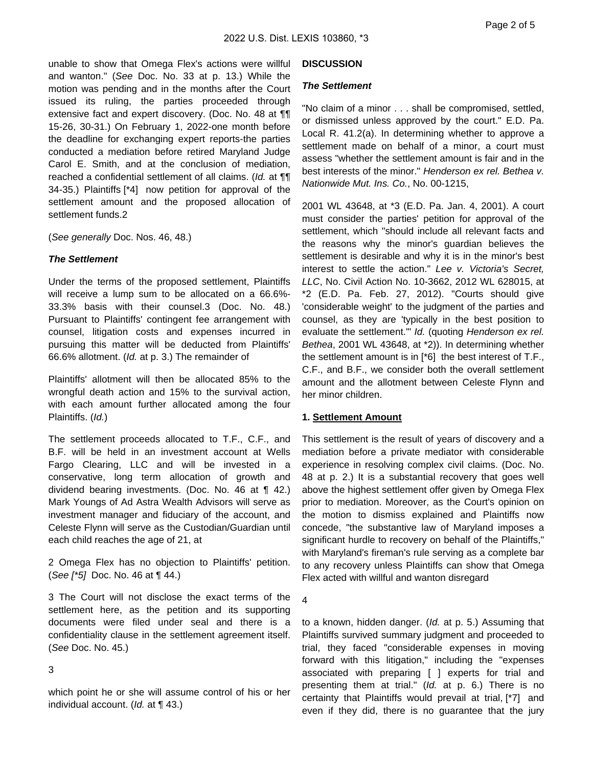unable to show that Omega Flex's actions were willful and wanton." (*See* Doc. No. 33 at p. 13.) While the motion was pending and in the months after the Court issued its ruling, the parties proceeded through extensive fact and expert discovery. (Doc. No. 48 at ¶¶ 15-26, 30-31.) On February 1, 2022-one month before the deadline for exchanging expert reports-the parties conducted a mediation before retired Maryland Judge Carol E. Smith, and at the conclusion of mediation, reached a confidential settlement of all claims. (*Id.* at ¶¶ 34-35.) Plaintiffs [*4] now petition for approval of the settlement amount and the proposed allocation of settlement funds.2

(*See generally* Doc. Nos. 46, 48.)

### *The Settlement*

Under the terms of the proposed settlement, Plaintiffs will receive a lump sum to be allocated on a 66.6%-33.3% basis with their counsel.3 (Doc. No. 48.) Pursuant to Plaintiffs' contingent fee arrangement with counsel, litigation costs and expenses incurred in pursuing this matter will be deducted from Plaintiffs' 66.6% allotment. (*Id.* at p. 3.) The remainder of Plaintiffs' allotment will then be allocated 85% to the wrongful death action and 15% to the survival action, with each amount further allocated among the four Plaintiffs. (*Id.*)

The settlement proceeds allocated to T.F., C.F., and B.F. will be held in an investment account at Wells Fargo Clearing, LLC and will be invested in a conservative, long term allocation of growth and dividend bearing investments. (Doc. No. 46 at ¶ 42.) Mark Youngs of Ad Astra Wealth Advisors will serve as investment manager and fiduciary of the account, and Celeste Flynn will serve as the Custodian/Guardian until each child reaches the age of 21, at which point he or she will assume control of his or her individual account. (*Id.* at ¶ 43.)

## DISCUSSION

### *The Settlement*

"No claim of a minor . . . shall be compromised, settled, or dismissed unless approved by the court." E.D. Pa. Local R. 41.2(a). In determining whether to approve a settlement made on behalf of a minor, a court must assess "whether the settlement amount is fair and in the best interests of the minor." *Henderson ex rel. Bethea v. Nationwide Mut. Ins. Co.*, No. 00-1215, 2001 WL 43648, at *3 (E.D. Pa. Jan. 4, 2001). A court must consider the parties' petition for approval of the settlement, which "should include all relevant facts and the reasons why the minor's guardian believes the settlement is desirable and why it is in the minor's best interest to settle the action." *Lee v. Victoria's Secret, LLC*, No. Civil Action No. 10-3662, 2012 WL 628015, at *2 (E.D. Pa. Feb. 27, 2012). "Courts should give 'considerable weight' to the judgment of the parties and counsel, as they are 'typically in the best position to evaluate the settlement.'" *Id.* (quoting *Henderson ex rel. Bethea*, 2001 WL 43648, at *2)). In determining whether the settlement amount is in [*6] the best interest of T.F., C.F., and B.F., we consider both the overall settlement amount and the allotment between Celeste Flynn and her minor children.

#### 1. <u>Settlement Amount</u>

This settlement is the result of years of discovery and a mediation before a private mediator with considerable experience in resolving complex civil claims. (Doc. No. 48 at p. 2.) It is a substantial recovery that goes well above the highest settlement offer given by Omega Flex prior to mediation. Moreover, as the Court's opinion on the motion to dismiss explained and Plaintiffs now concede, "the substantive law of Maryland imposes a significant hurdle to recovery on behalf of the Plaintiffs," with Maryland's fireman's rule serving as a complete bar to any recovery unless Plaintiffs can show that Omega Flex acted with willful and wanton disregard to a known, hidden danger. (*Id.* at p. 5.) Assuming that Plaintiffs survived summary judgment and proceeded to trial, they faced "considerable expenses in moving forward with this litigation," including the "expenses associated with preparing [ ] experts for trial and presenting them at trial." (*Id.* at p. 6.) There is no certainty that Plaintiffs would prevail at trial, [*7] and even if they did, there is no guarantee that the jury

---

2 Omega Flex has no objection to Plaintiffs' petition. (*See [*5]* Doc. No. 46 at ¶ 44.)

3 The Court will not disclose the exact terms of the settlement here, as the petition and its supporting documents were filed under seal and there is a confidentiality clause in the settlement agreement itself. (*See* Doc. No. 45.)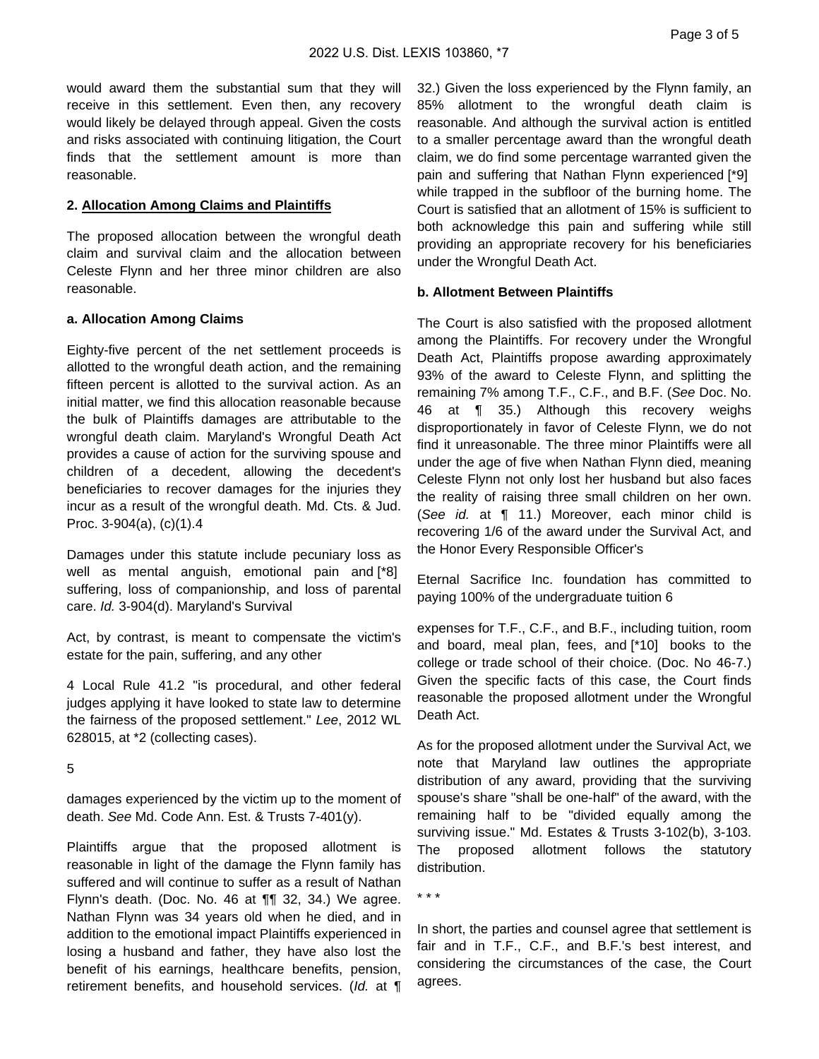would award them the substantial sum that they will receive in this settlement. Even then, any recovery would likely be delayed through appeal. Given the costs and risks associated with continuing litigation, the Court finds that the settlement amount is more than reasonable.

**2. Allocation Among Claims and Plaintiffs**

The proposed allocation between the wrongful death claim and survival claim and the allocation between Celeste Flynn and her three minor children are also reasonable.

**a. Allocation Among Claims**

Eighty-five percent of the net settlement proceeds is allotted to the wrongful death action, and the remaining fifteen percent is allotted to the survival action. As an initial matter, we find this allocation reasonable because the bulk of Plaintiffs damages are attributable to the wrongful death claim. Maryland's Wrongful Death Act provides a cause of action for the surviving spouse and children of a decedent, allowing the decedent's beneficiaries to recover damages for the injuries they incur as a result of the wrongful death. Md. Cts. & Jud. Proc. 3-904(a), (c)(1).4

Damages under this statute include pecuniary loss as well as mental anguish, emotional pain and [*8] suffering, loss of companionship, and loss of parental care. *Id.* 3-904(d). Maryland's Survival Act, by contrast, is meant to compensate the victim's estate for the pain, suffering, and any other damages experienced by the victim up to the moment of death. *See* Md. Code Ann. Est. & Trusts 7-401(y).

Plaintiffs argue that the proposed allotment is reasonable in light of the damage the Flynn family has suffered and will continue to suffer as a result of Nathan Flynn's death. (Doc. No. 46 at ¶¶ 32, 34.) We agree. Nathan Flynn was 34 years old when he died, and in addition to the emotional impact Plaintiffs experienced in losing a husband and father, they have also lost the benefit of his earnings, healthcare benefits, pension, retirement benefits, and household services. (*Id.* at ¶ 32.) Given the loss experienced by the Flynn family, an 85% allotment to the wrongful death claim is reasonable. And although the survival action is entitled to a smaller percentage award than the wrongful death claim, we do find some percentage warranted given the pain and suffering that Nathan Flynn experienced [*9] while trapped in the subfloor of the burning home. The Court is satisfied that an allotment of 15% is sufficient to both acknowledge this pain and suffering while still providing an appropriate recovery for his beneficiaries under the Wrongful Death Act.

**b. Allotment Between Plaintiffs**

The Court is also satisfied with the proposed allotment among the Plaintiffs. For recovery under the Wrongful Death Act, Plaintiffs propose awarding approximately 93% of the award to Celeste Flynn, and splitting the remaining 7% among T.F., C.F., and B.F. (*See* Doc. No. 46 at ¶ 35.) Although this recovery weighs disproportionately in favor of Celeste Flynn, we do not find it unreasonable. The three minor Plaintiffs were all under the age of five when Nathan Flynn died, meaning Celeste Flynn not only lost her husband but also faces the reality of raising three small children on her own. (*See id.* at ¶ 11.) Moreover, each minor child is recovering 1/6 of the award under the Survival Act, and the Honor Every Responsible Officer's Eternal Sacrifice Inc. foundation has committed to paying 100% of the undergraduate tuition 6 expenses for T.F., C.F., and B.F., including tuition, room and board, meal plan, fees, and [*10] books to the college or trade school of their choice. (Doc. No 46-7.) Given the specific facts of this case, the Court finds reasonable the proposed allotment under the Wrongful Death Act.

As for the proposed allotment under the Survival Act, we note that Maryland law outlines the appropriate distribution of any award, providing that the surviving spouse's share "shall be one-half" of the award, with the remaining half to be "divided equally among the surviving issue." Md. Estates & Trusts 3-102(b), 3-103. The proposed allotment follows the statutory distribution.

\* \* \*

In short, the parties and counsel agree that settlement is fair and in T.F., C.F., and B.F.'s best interest, and considering the circumstances of the case, the Court agrees.

4 Local Rule 41.2 "is procedural, and other federal judges applying it have looked to state law to determine the fairness of the proposed settlement." *Lee*, 2012 WL 628015, at *2 (collecting cases).

5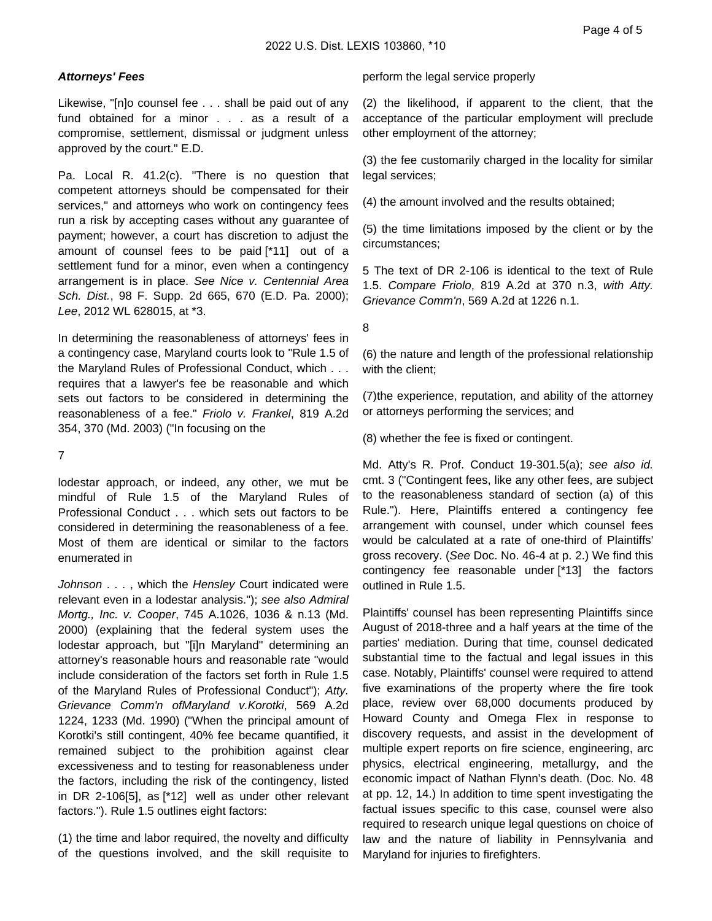***Attorneys' Fees***

Likewise, "[n]o counsel fee . . . shall be paid out of any fund obtained for a minor . . . as a result of a compromise, settlement, dismissal or judgment unless approved by the court." E.D.

Pa. Local R. 41.2(c). "There is no question that competent attorneys should be compensated for their services," and attorneys who work on contingency fees run a risk by accepting cases without any guarantee of payment; however, a court has discretion to adjust the amount of counsel fees to be paid [*11] out of a settlement fund for a minor, even when a contingency arrangement is in place. *See Nice v. Centennial Area Sch. Dist.*, 98 F. Supp. 2d 665, 670 (E.D. Pa. 2000); *Lee*, 2012 WL 628015, at *3.

In determining the reasonableness of attorneys' fees in a contingency case, Maryland courts look to "Rule 1.5 of the Maryland Rules of Professional Conduct, which . . . requires that a lawyer's fee be reasonable and which sets out factors to be considered in determining the reasonableness of a fee." *Friolo v. Frankel*, 819 A.2d 354, 370 (Md. 2003) ("In focusing on the

7

lodestar approach, or indeed, any other, we mut be mindful of Rule 1.5 of the Maryland Rules of Professional Conduct . . . which sets out factors to be considered in determining the reasonableness of a fee. Most of them are identical or similar to the factors enumerated in

*Johnson* . . . , which the *Hensley* Court indicated were relevant even in a lodestar analysis."); *see also Admiral Mortg., Inc. v. Cooper*, 745 A.1026, 1036 & n.13 (Md. 2000) (explaining that the federal system uses the lodestar approach, but "[i]n Maryland" determining an attorney's reasonable hours and reasonable rate "would include consideration of the factors set forth in Rule 1.5 of the Maryland Rules of Professional Conduct"); *Atty. Grievance Comm'n ofMaryland v.Korotki*, 569 A.2d 1224, 1233 (Md. 1990) ("When the principal amount of Korotki's still contingent, 40% fee became quantified, it remained subject to the prohibition against clear excessiveness and to testing for reasonableness under the factors, including the risk of the contingency, listed in DR 2-106[5], as [*12] well as under other relevant factors."). Rule 1.5 outlines eight factors:

(1) the time and labor required, the novelty and difficulty of the questions involved, and the skill requisite to perform the legal service properly

(2) the likelihood, if apparent to the client, that the acceptance of the particular employment will preclude other employment of the attorney;

(3) the fee customarily charged in the locality for similar legal services;

(4) the amount involved and the results obtained;

(5) the time limitations imposed by the client or by the circumstances;

5 The text of DR 2-106 is identical to the text of Rule 1.5. *Compare Friolo*, 819 A.2d at 370 n.3, *with Atty. Grievance Comm'n*, 569 A.2d at 1226 n.1.

8

(6) the nature and length of the professional relationship with the client;

(7)the experience, reputation, and ability of the attorney or attorneys performing the services; and

(8) whether the fee is fixed or contingent.

Md. Atty's R. Prof. Conduct 19-301.5(a); *see also id.* cmt. 3 ("Contingent fees, like any other fees, are subject to the reasonableness standard of section (a) of this Rule."). Here, Plaintiffs entered a contingency fee arrangement with counsel, under which counsel fees would be calculated at a rate of one-third of Plaintiffs' gross recovery. (*See* Doc. No. 46-4 at p. 2.) We find this contingency fee reasonable under [*13] the factors outlined in Rule 1.5.

Plaintiffs' counsel has been representing Plaintiffs since August of 2018-three and a half years at the time of the parties' mediation. During that time, counsel dedicated substantial time to the factual and legal issues in this case. Notably, Plaintiffs' counsel were required to attend five examinations of the property where the fire took place, review over 68,000 documents produced by Howard County and Omega Flex in response to discovery requests, and assist in the development of multiple expert reports on fire science, engineering, arc physics, electrical engineering, metallurgy, and the economic impact of Nathan Flynn's death. (Doc. No. 48 at pp. 12, 14.) In addition to time spent investigating the factual issues specific to this case, counsel were also required to research unique legal questions on choice of law and the nature of liability in Pennsylvania and Maryland for injuries to firefighters.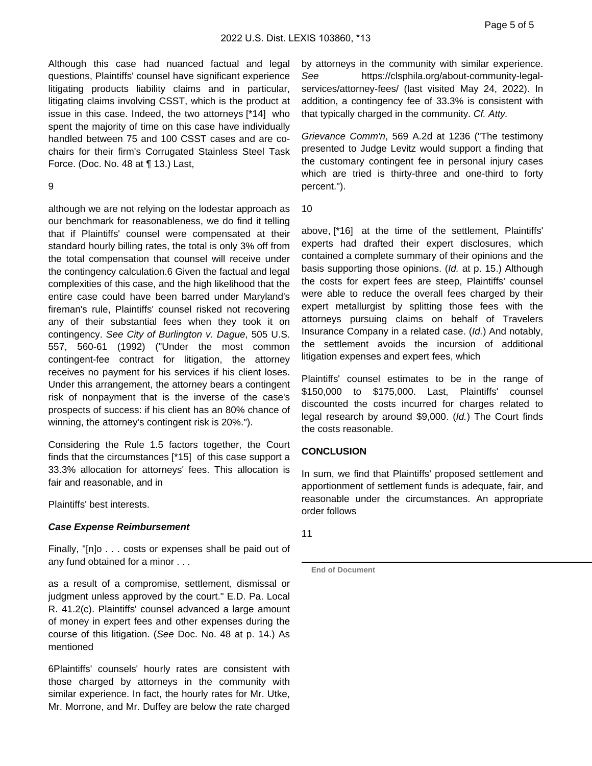Although this case had nuanced factual and legal questions, Plaintiffs' counsel have significant experience litigating products liability claims and in particular, litigating claims involving CSST, which is the product at issue in this case. Indeed, the two attorneys [*14] who spent the majority of time on this case have individually handled between 75 and 100 CSST cases and are co-chairs for their firm's Corrugated Stainless Steel Task Force. (Doc. No. 48 at ¶ 13.) Last,

9

although we are not relying on the lodestar approach as our benchmark for reasonableness, we do find it telling that if Plaintiffs' counsel were compensated at their standard hourly billing rates, the total is only 3% off from the total compensation that counsel will receive under the contingency calculation.6 Given the factual and legal complexities of this case, and the high likelihood that the entire case could have been barred under Maryland's fireman's rule, Plaintiffs' counsel risked not recovering any of their substantial fees when they took it on contingency. *See City of Burlington v. Dague*, 505 U.S. 557, 560-61 (1992) ("Under the most common contingent-fee contract for litigation, the attorney receives no payment for his services if his client loses. Under this arrangement, the attorney bears a contingent risk of nonpayment that is the inverse of the case's prospects of success: if his client has an 80% chance of winning, the attorney's contingent risk is 20%.").

Considering the Rule 1.5 factors together, the Court finds that the circumstances [*15] of this case support a 33.3% allocation for attorneys' fees. This allocation is fair and reasonable, and in

Plaintiffs' best interests.

***Case Expense Reimbursement***

Finally, "[n]o . . . costs or expenses shall be paid out of any fund obtained for a minor . . .

as a result of a compromise, settlement, dismissal or judgment unless approved by the court." E.D. Pa. Local R. 41.2(c). Plaintiffs' counsel advanced a large amount of money in expert fees and other expenses during the course of this litigation. (*See* Doc. No. 48 at p. 14.) As mentioned

6Plaintiffs' counsels' hourly rates are consistent with those charged by attorneys in the community with similar experience. In fact, the hourly rates for Mr. Utke, Mr. Morrone, and Mr. Duffey are below the rate charged by attorneys in the community with similar experience. *See* https://clsphila.org/about-community-legal-services/attorney-fees/ (last visited May 24, 2022). In addition, a contingency fee of 33.3% is consistent with that typically charged in the community. *Cf. Atty.*

*Grievance Comm'n*, 569 A.2d at 1236 ("The testimony presented to Judge Levitz would support a finding that the customary contingent fee in personal injury cases which are tried is thirty-three and one-third to forty percent.").

10

above, [*16] at the time of the settlement, Plaintiffs' experts had drafted their expert disclosures, which contained a complete summary of their opinions and the basis supporting those opinions. (*Id.* at p. 15.) Although the costs for expert fees are steep, Plaintiffs' counsel were able to reduce the overall fees charged by their expert metallurgist by splitting those fees with the attorneys pursuing claims on behalf of Travelers Insurance Company in a related case. (*Id.*) And notably, the settlement avoids the incursion of additional litigation expenses and expert fees, which

Plaintiffs' counsel estimates to be in the range of $150,000 to $175,000. Last, Plaintiffs' counsel discounted the costs incurred for charges related to legal research by around $9,000. (*Id.*) The Court finds the costs reasonable.

**CONCLUSION**

In sum, we find that Plaintiffs' proposed settlement and apportionment of settlement funds is adequate, fair, and reasonable under the circumstances. An appropriate order follows

11

**End of Document**